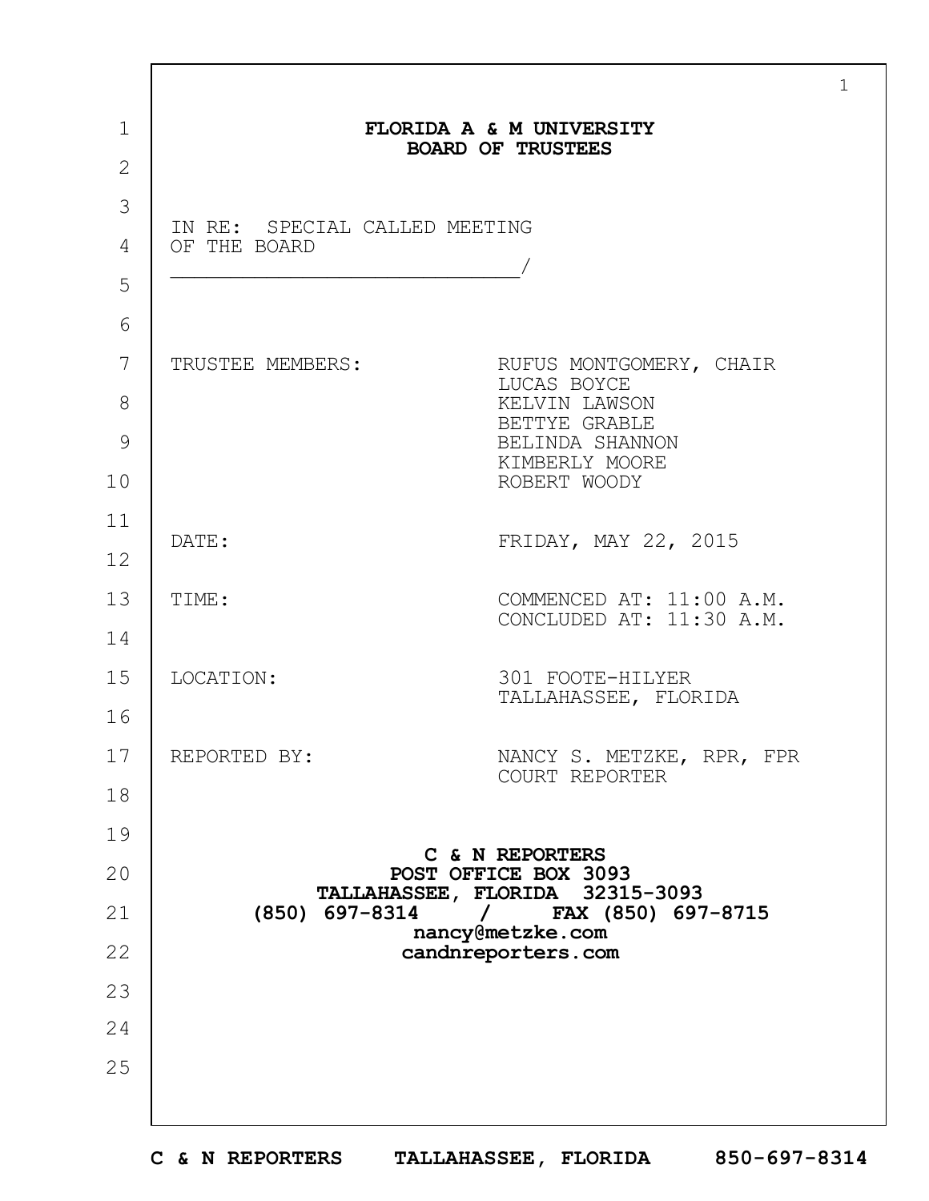# FLORIDA A & M UNIVERSITY
## BOARD OF TRUSTEES

IN RE: SPECIAL CALLED MEETING
OF THE BOARD
_____________________________/

| | |
|---|---|
| TRUSTEE MEMBERS: | RUFUS MONTGOMERY, CHAIR<br>LUCAS BOYCE<br>KELVIN LAWSON<br>BETTYE GRABLE<br>BELINDA SHANNON<br>KIMBERLY MOORE<br>ROBERT WOODY |
| DATE: | FRIDAY, MAY 22, 2015 |
| TIME: | COMMENCED AT: 11:00 A.M.<br>CONCLUDED AT: 11:30 A.M. |
| LOCATION: | 301 FOOTE-HILYER<br>TALLAHASSEE, FLORIDA |
| REPORTED BY: | NANCY S. METZKE, RPR, FPR<br>COURT REPORTER |

**C & N REPORTERS**
**POST OFFICE BOX 3093**
**TALLAHASSEE, FLORIDA 32315-3093**
**(850) 697-8314 / FAX (850) 697-8715**
**nancy@metzke.com**
**candnreporters.com**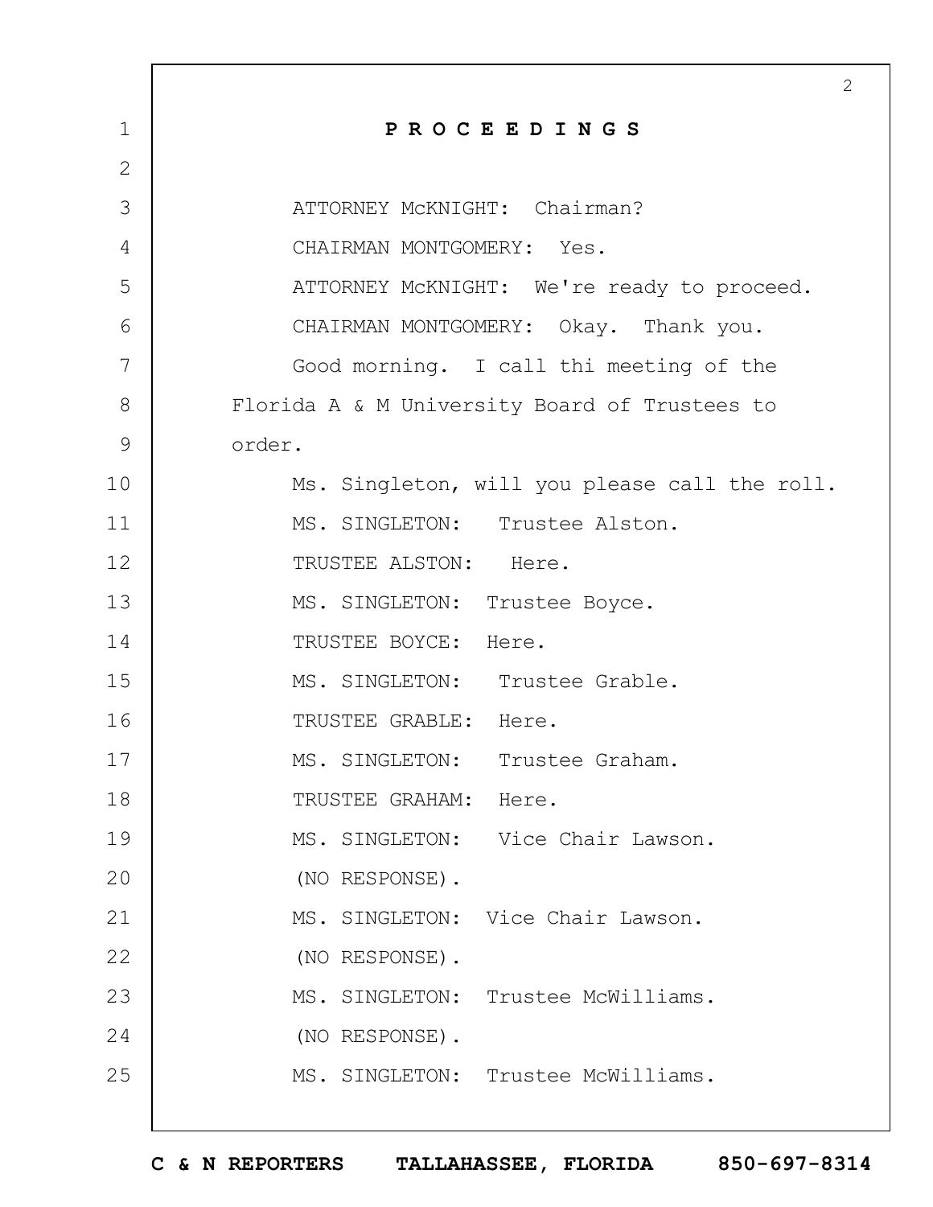**P R O C E E D I N G S**

ATTORNEY McKNIGHT: Chairman?

CHAIRMAN MONTGOMERY: Yes.

ATTORNEY McKNIGHT: We're ready to proceed.

CHAIRMAN MONTGOMERY: Okay. Thank you.

Good morning. I call thi meeting of the Florida A & M University Board of Trustees to order.

Ms. Singleton, will you please call the roll.

MS. SINGLETON: Trustee Alston.

TRUSTEE ALSTON: Here.

MS. SINGLETON: Trustee Boyce.

TRUSTEE BOYCE: Here.

MS. SINGLETON: Trustee Grable.

TRUSTEE GRABLE: Here.

MS. SINGLETON: Trustee Graham.

TRUSTEE GRAHAM: Here.

MS. SINGLETON: Vice Chair Lawson.

(NO RESPONSE).

MS. SINGLETON: Vice Chair Lawson.

(NO RESPONSE).

MS. SINGLETON: Trustee McWilliams.

(NO RESPONSE).

MS. SINGLETON: Trustee McWilliams.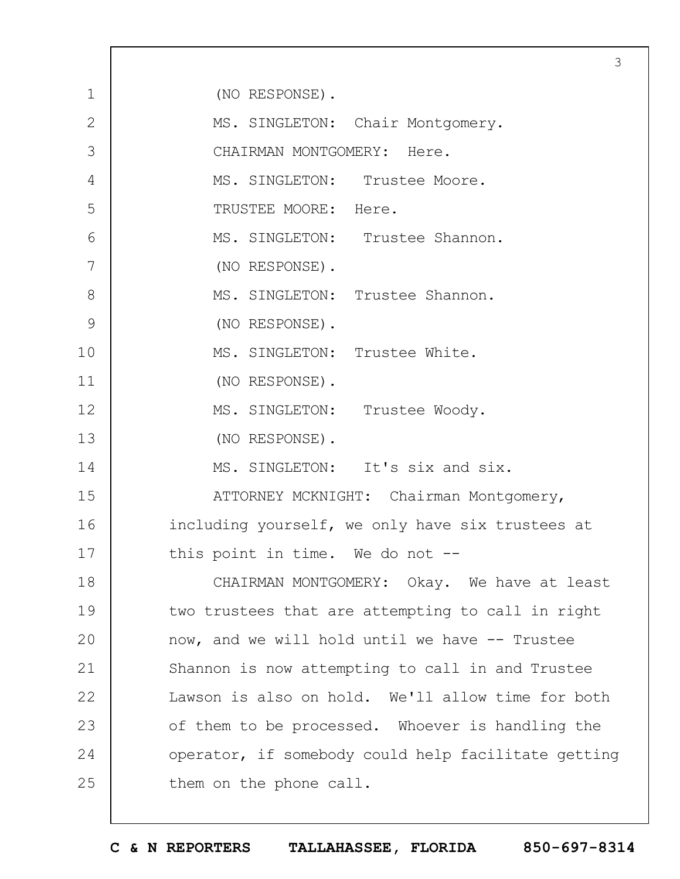(NO RESPONSE).

MS. SINGLETON: Chair Montgomery.

CHAIRMAN MONTGOMERY: Here.

MS. SINGLETON: Trustee Moore.

TRUSTEE MOORE: Here.

MS. SINGLETON: Trustee Shannon.

(NO RESPONSE).

MS. SINGLETON: Trustee Shannon.

(NO RESPONSE).

MS. SINGLETON: Trustee White.

(NO RESPONSE).

MS. SINGLETON: Trustee Woody.

(NO RESPONSE).

MS. SINGLETON: It's six and six.

ATTORNEY MCKNIGHT: Chairman Montgomery, including yourself, we only have six trustees at this point in time. We do not --

CHAIRMAN MONTGOMERY: Okay. We have at least two trustees that are attempting to call in right now, and we will hold until we have -- Trustee Shannon is now attempting to call in and Trustee Lawson is also on hold. We'll allow time for both of them to be processed. Whoever is handling the operator, if somebody could help facilitate getting them on the phone call.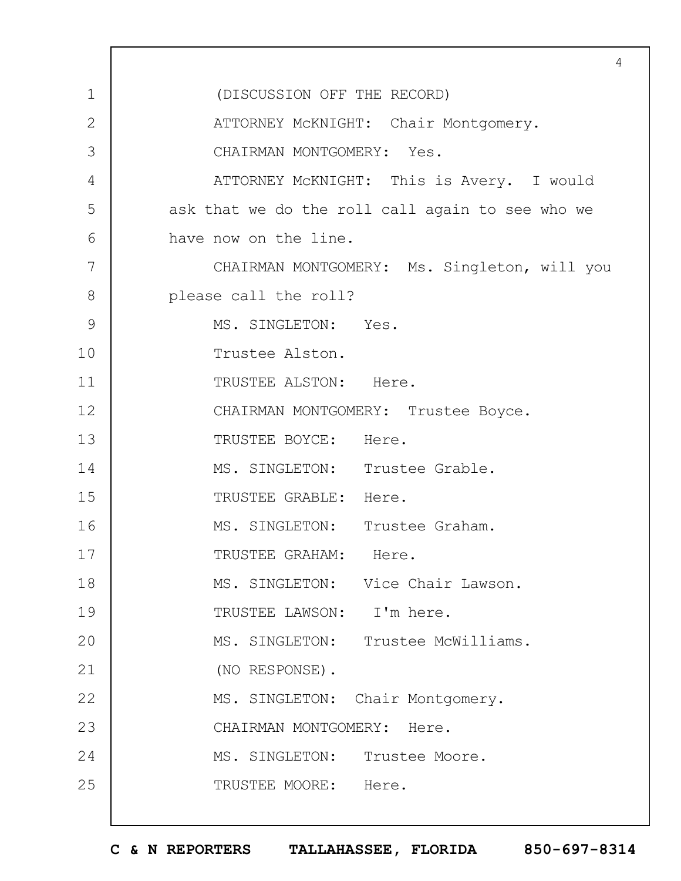(DISCUSSION OFF THE RECORD)

ATTORNEY McKNIGHT: Chair Montgomery.

CHAIRMAN MONTGOMERY: Yes.

ATTORNEY McKNIGHT: This is Avery. I would ask that we do the roll call again to see who we have now on the line.

CHAIRMAN MONTGOMERY: Ms. Singleton, will you please call the roll?

MS. SINGLETON: Yes.

Trustee Alston.

TRUSTEE ALSTON: Here.

CHAIRMAN MONTGOMERY: Trustee Boyce.

TRUSTEE BOYCE: Here.

MS. SINGLETON: Trustee Grable.

TRUSTEE GRABLE: Here.

MS. SINGLETON: Trustee Graham.

TRUSTEE GRAHAM: Here.

MS. SINGLETON: Vice Chair Lawson.

TRUSTEE LAWSON: I'm here.

MS. SINGLETON: Trustee McWilliams.

(NO RESPONSE).

MS. SINGLETON: Chair Montgomery.

CHAIRMAN MONTGOMERY: Here.

MS. SINGLETON: Trustee Moore.

TRUSTEE MOORE: Here.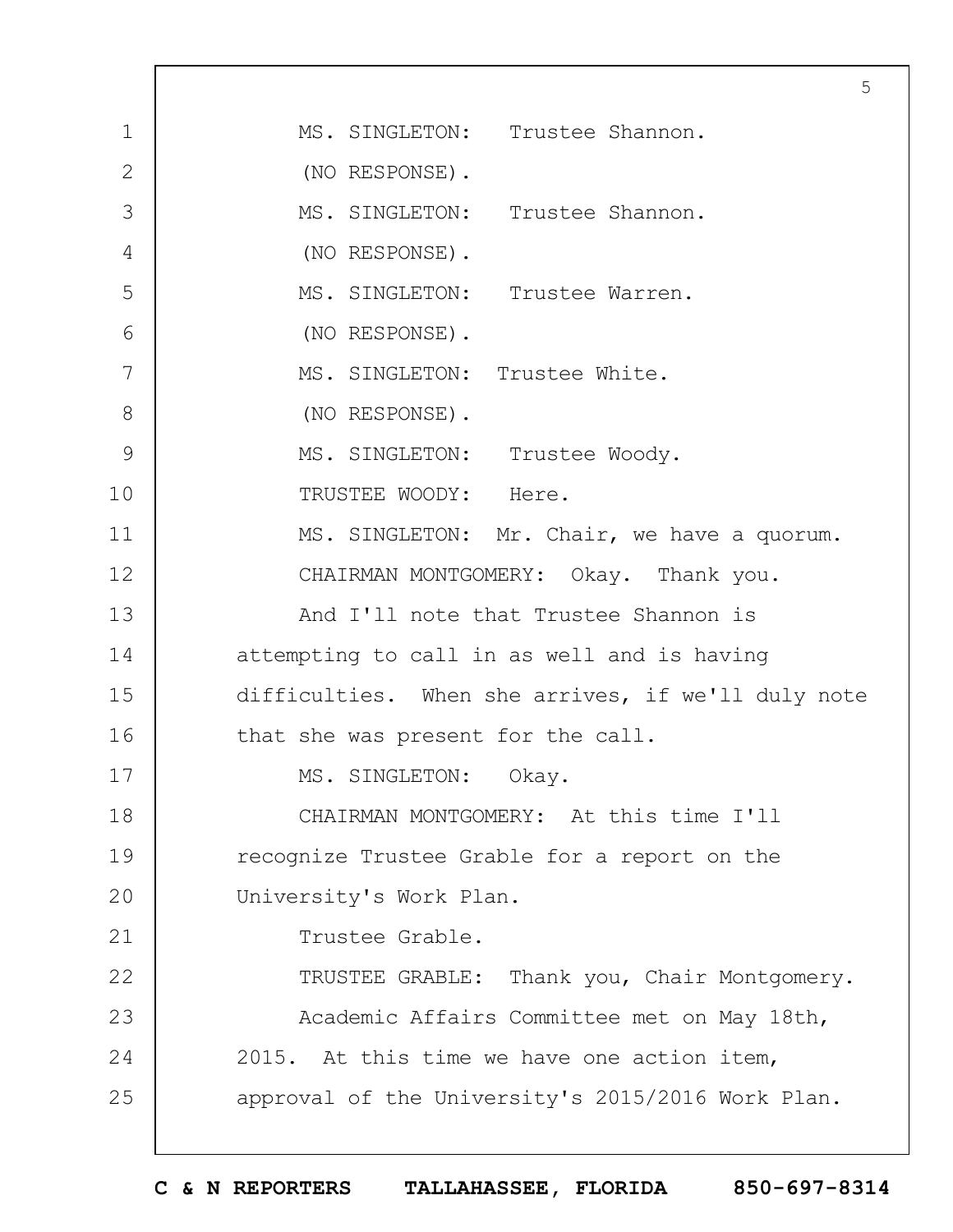MS. SINGLETON: Trustee Shannon.

(NO RESPONSE).

MS. SINGLETON: Trustee Shannon.

(NO RESPONSE).

MS. SINGLETON: Trustee Warren.

(NO RESPONSE).

MS. SINGLETON: Trustee White.

(NO RESPONSE).

MS. SINGLETON: Trustee Woody.

TRUSTEE WOODY: Here.

MS. SINGLETON: Mr. Chair, we have a quorum.

CHAIRMAN MONTGOMERY: Okay. Thank you.

And I'll note that Trustee Shannon is attempting to call in as well and is having difficulties. When she arrives, if we'll duly note that she was present for the call.

MS. SINGLETON: Okay.

CHAIRMAN MONTGOMERY: At this time I'll recognize Trustee Grable for a report on the University's Work Plan.

Trustee Grable.

TRUSTEE GRABLE: Thank you, Chair Montgomery.

Academic Affairs Committee met on May 18th, 2015. At this time we have one action item, approval of the University's 2015/2016 Work Plan.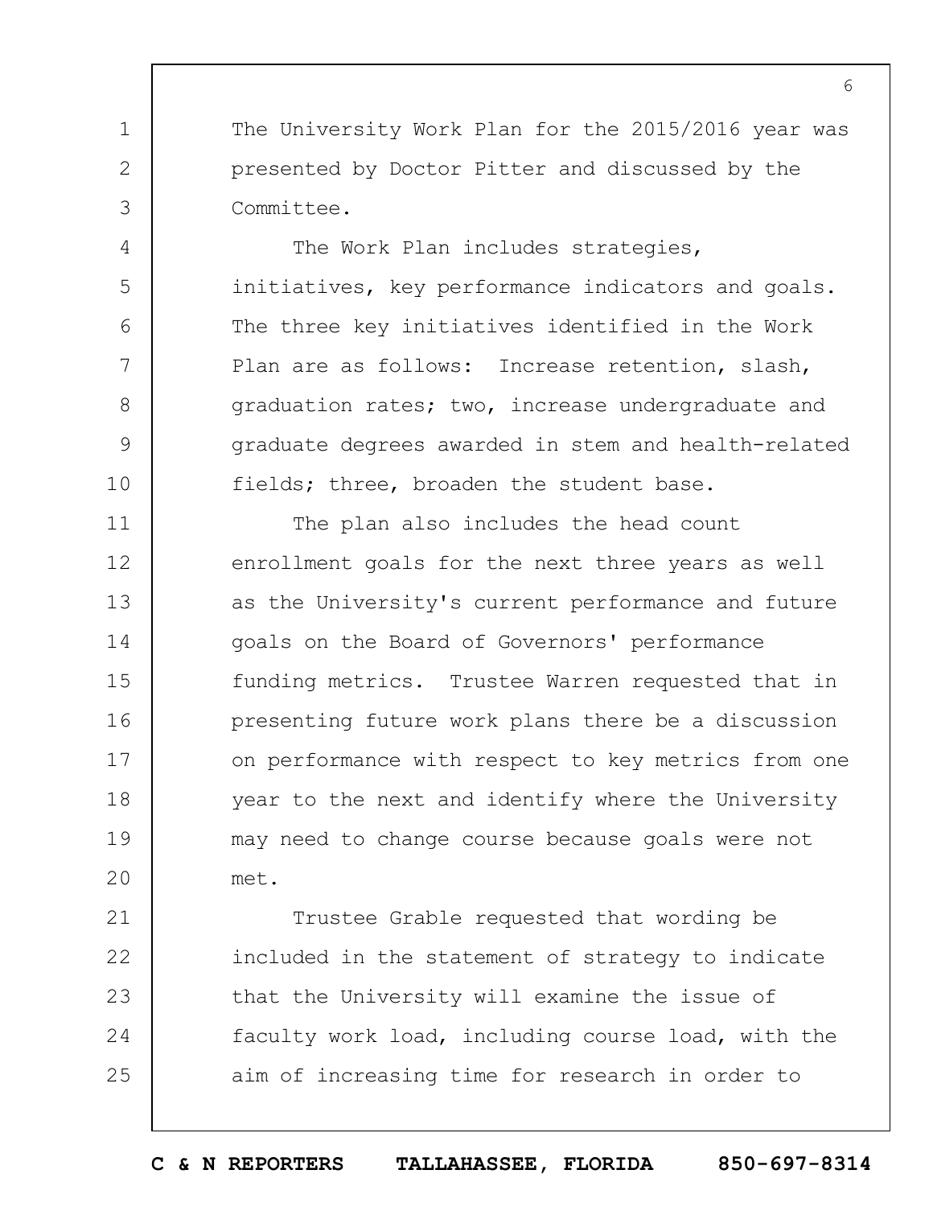The University Work Plan for the 2015/2016 year was presented by Doctor Pitter and discussed by the Committee.

The Work Plan includes strategies, initiatives, key performance indicators and goals. The three key initiatives identified in the Work Plan are as follows: Increase retention, slash, graduation rates; two, increase undergraduate and graduate degrees awarded in stem and health-related fields; three, broaden the student base.

The plan also includes the head count enrollment goals for the next three years as well as the University's current performance and future goals on the Board of Governors' performance funding metrics. Trustee Warren requested that in presenting future work plans there be a discussion on performance with respect to key metrics from one year to the next and identify where the University may need to change course because goals were not met.

Trustee Grable requested that wording be included in the statement of strategy to indicate that the University will examine the issue of faculty work load, including course load, with the aim of increasing time for research in order to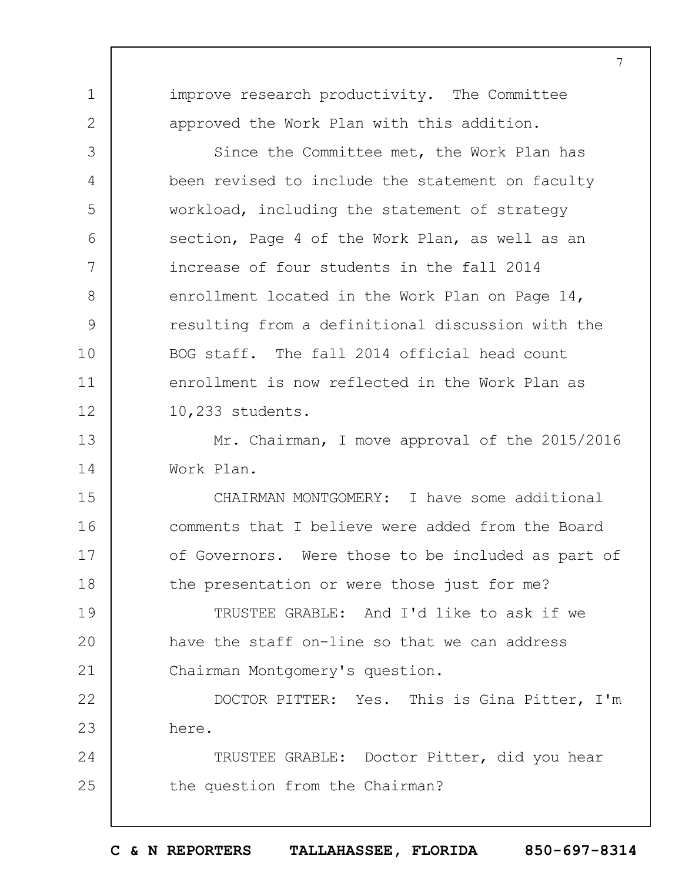improve research productivity. The Committee approved the Work Plan with this addition.

Since the Committee met, the Work Plan has been revised to include the statement on faculty workload, including the statement of strategy section, Page 4 of the Work Plan, as well as an increase of four students in the fall 2014 enrollment located in the Work Plan on Page 14, resulting from a definitional discussion with the BOG staff. The fall 2014 official head count enrollment is now reflected in the Work Plan as 10,233 students.

Mr. Chairman, I move approval of the 2015/2016 Work Plan.

CHAIRMAN MONTGOMERY: I have some additional comments that I believe were added from the Board of Governors. Were those to be included as part of the presentation or were those just for me?

TRUSTEE GRABLE: And I'd like to ask if we have the staff on-line so that we can address Chairman Montgomery's question.

DOCTOR PITTER: Yes. This is Gina Pitter, I'm here.

TRUSTEE GRABLE: Doctor Pitter, did you hear the question from the Chairman?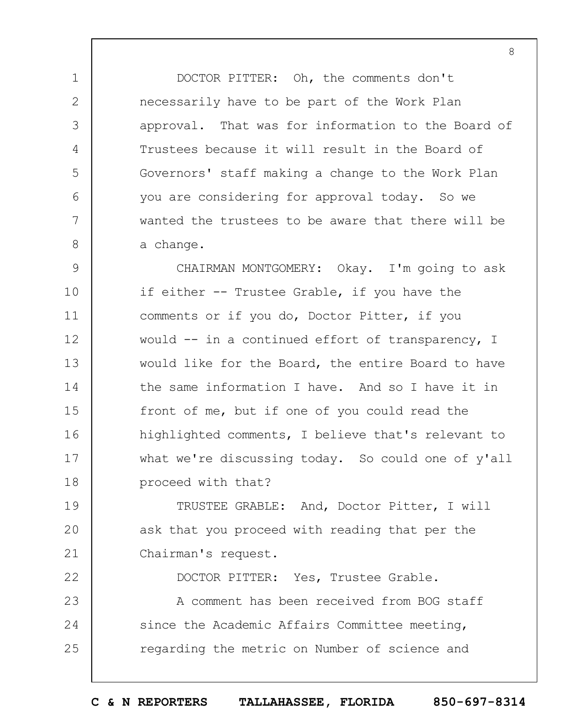DOCTOR PITTER: Oh, the comments don't necessarily have to be part of the Work Plan approval. That was for information to the Board of Trustees because it will result in the Board of Governors' staff making a change to the Work Plan you are considering for approval today. So we wanted the trustees to be aware that there will be a change.

CHAIRMAN MONTGOMERY: Okay. I'm going to ask if either -- Trustee Grable, if you have the comments or if you do, Doctor Pitter, if you would -- in a continued effort of transparency, I would like for the Board, the entire Board to have the same information I have. And so I have it in front of me, but if one of you could read the highlighted comments, I believe that's relevant to what we're discussing today. So could one of y'all proceed with that?

TRUSTEE GRABLE: And, Doctor Pitter, I will ask that you proceed with reading that per the Chairman's request.

DOCTOR PITTER: Yes, Trustee Grable.

A comment has been received from BOG staff since the Academic Affairs Committee meeting, regarding the metric on Number of science and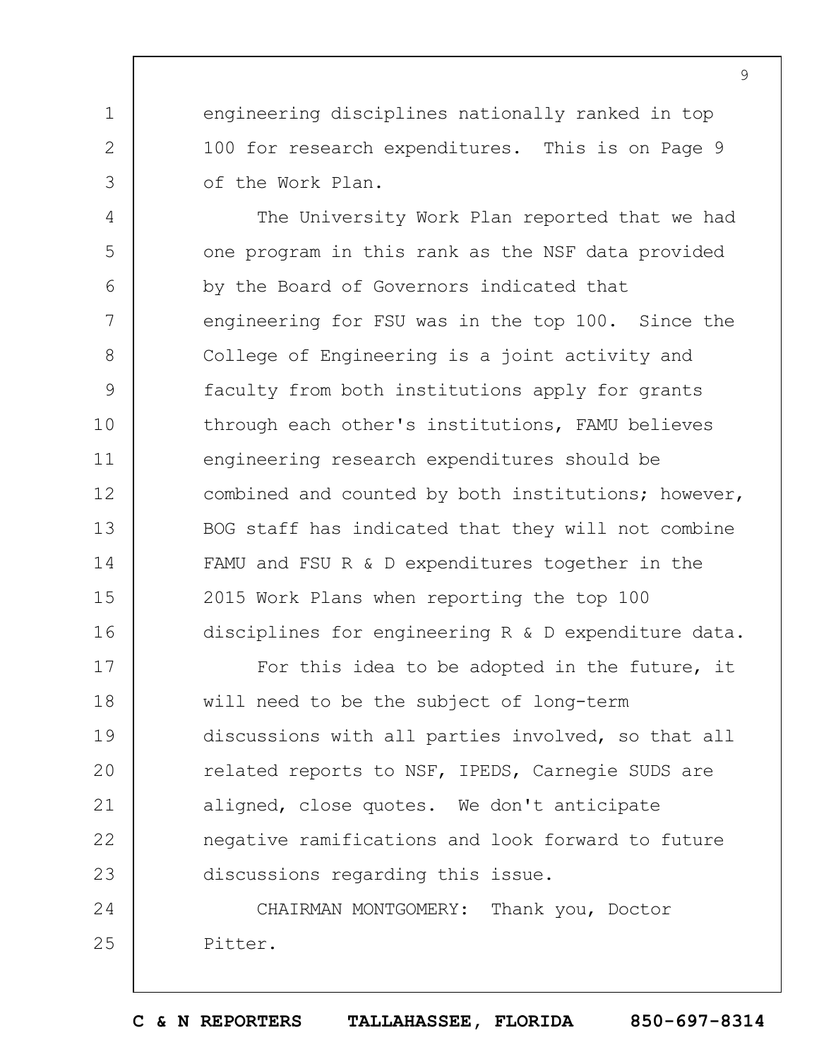engineering disciplines nationally ranked in top 100 for research expenditures. This is on Page 9 of the Work Plan.

The University Work Plan reported that we had one program in this rank as the NSF data provided by the Board of Governors indicated that engineering for FSU was in the top 100. Since the College of Engineering is a joint activity and faculty from both institutions apply for grants through each other's institutions, FAMU believes engineering research expenditures should be combined and counted by both institutions; however, BOG staff has indicated that they will not combine FAMU and FSU R & D expenditures together in the 2015 Work Plans when reporting the top 100 disciplines for engineering R & D expenditure data.

For this idea to be adopted in the future, it will need to be the subject of long-term discussions with all parties involved, so that all related reports to NSF, IPEDS, Carnegie SUDS are aligned, close quotes. We don't anticipate negative ramifications and look forward to future discussions regarding this issue.

CHAIRMAN MONTGOMERY: Thank you, Doctor Pitter.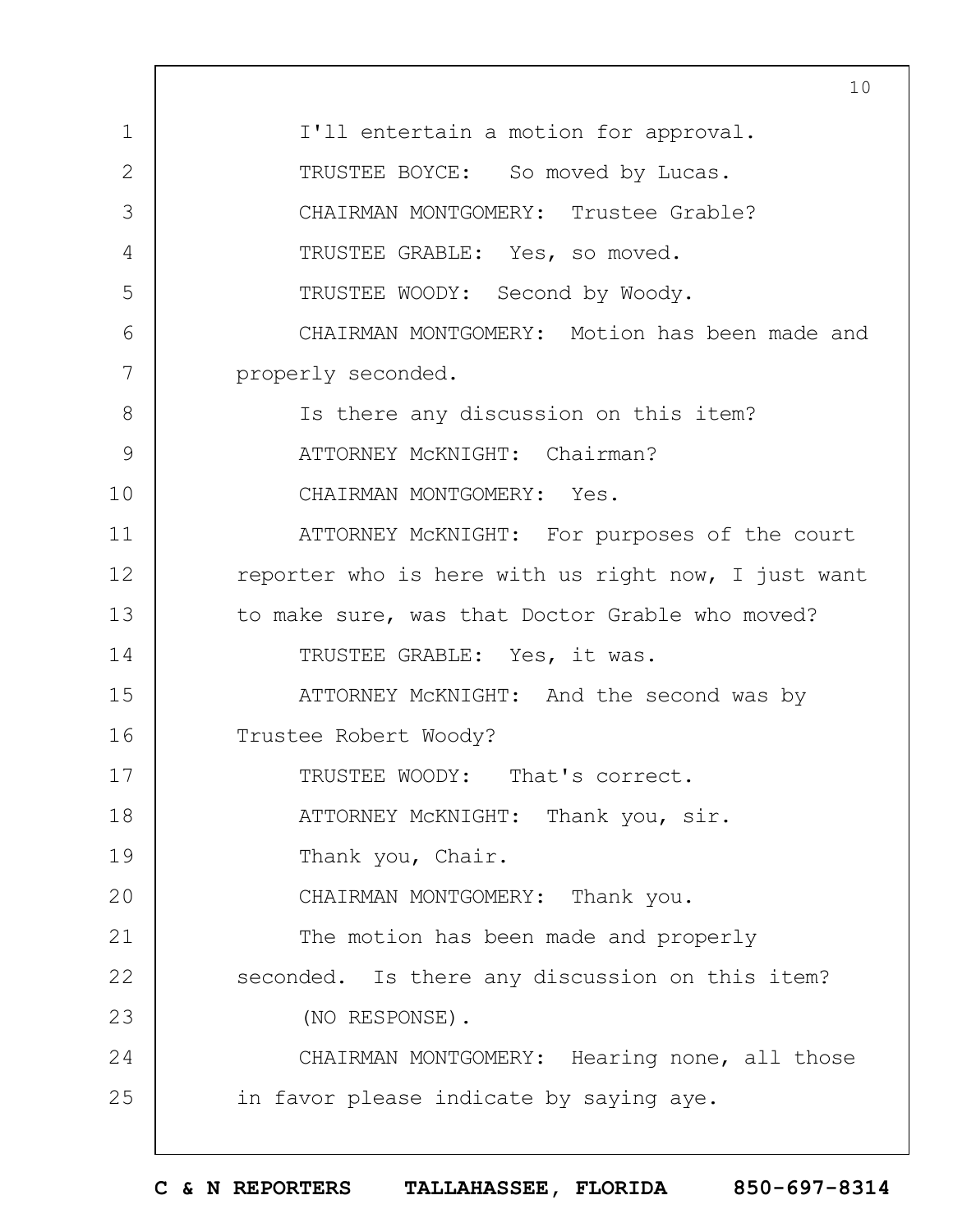I'll entertain a motion for approval.

TRUSTEE BOYCE: So moved by Lucas.

CHAIRMAN MONTGOMERY: Trustee Grable?

TRUSTEE GRABLE: Yes, so moved.

TRUSTEE WOODY: Second by Woody.

CHAIRMAN MONTGOMERY: Motion has been made and properly seconded.

Is there any discussion on this item?

ATTORNEY McKNIGHT: Chairman?

CHAIRMAN MONTGOMERY: Yes.

ATTORNEY McKNIGHT: For purposes of the court reporter who is here with us right now, I just want to make sure, was that Doctor Grable who moved?

TRUSTEE GRABLE: Yes, it was.

ATTORNEY McKNIGHT: And the second was by Trustee Robert Woody?

TRUSTEE WOODY: That's correct.

ATTORNEY McKNIGHT: Thank you, sir.

Thank you, Chair.

CHAIRMAN MONTGOMERY: Thank you.

The motion has been made and properly seconded. Is there any discussion on this item?

(NO RESPONSE).

CHAIRMAN MONTGOMERY: Hearing none, all those in favor please indicate by saying aye.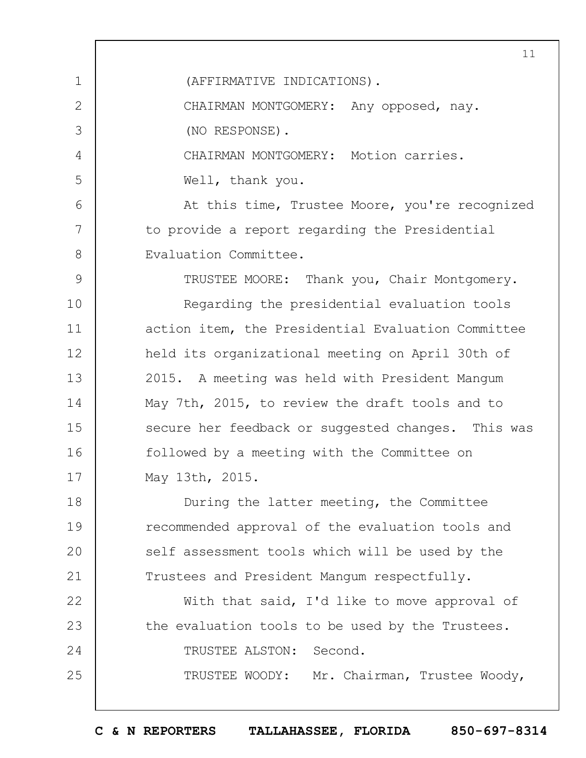(AFFIRMATIVE INDICATIONS).

CHAIRMAN MONTGOMERY: Any opposed, nay.

(NO RESPONSE).

CHAIRMAN MONTGOMERY: Motion carries.

Well, thank you.

At this time, Trustee Moore, you're recognized to provide a report regarding the Presidential Evaluation Committee.

TRUSTEE MOORE: Thank you, Chair Montgomery.

Regarding the presidential evaluation tools action item, the Presidential Evaluation Committee held its organizational meeting on April 30th of 2015. A meeting was held with President Mangum May 7th, 2015, to review the draft tools and to secure her feedback or suggested changes. This was followed by a meeting with the Committee on May 13th, 2015.

During the latter meeting, the Committee recommended approval of the evaluation tools and self assessment tools which will be used by the Trustees and President Mangum respectfully.

With that said, I'd like to move approval of the evaluation tools to be used by the Trustees.

TRUSTEE ALSTON: Second.

TRUSTEE WOODY: Mr. Chairman, Trustee Woody,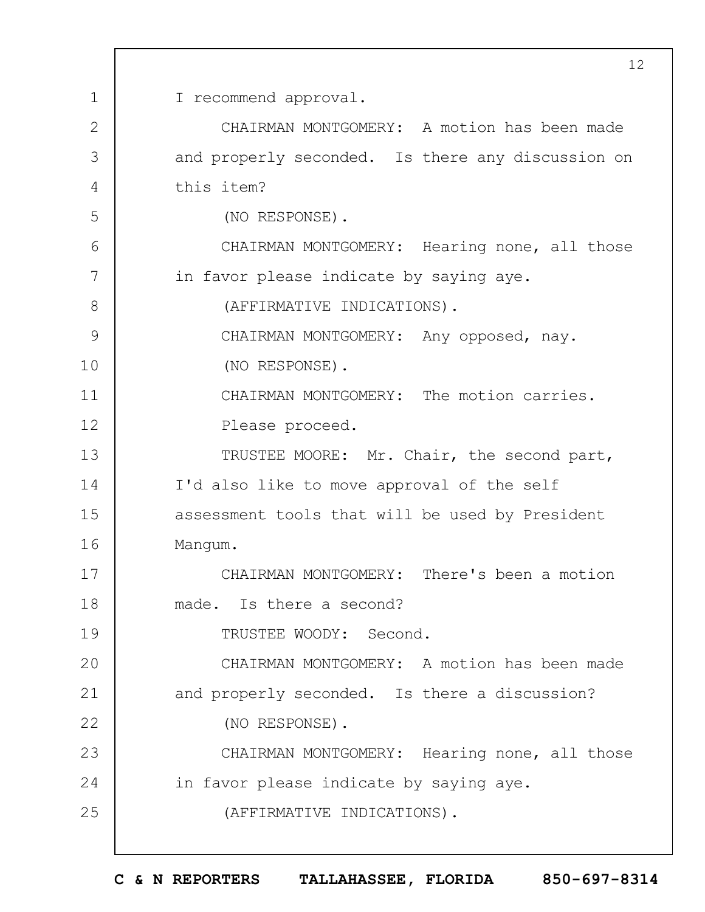I recommend approval.

CHAIRMAN MONTGOMERY: A motion has been made and properly seconded. Is there any discussion on this item?

(NO RESPONSE).

CHAIRMAN MONTGOMERY: Hearing none, all those in favor please indicate by saying aye.

(AFFIRMATIVE INDICATIONS).

CHAIRMAN MONTGOMERY: Any opposed, nay.

(NO RESPONSE).

CHAIRMAN MONTGOMERY: The motion carries. Please proceed.

TRUSTEE MOORE: Mr. Chair, the second part, I'd also like to move approval of the self assessment tools that will be used by President Mangum.

CHAIRMAN MONTGOMERY: There's been a motion made. Is there a second?

TRUSTEE WOODY: Second.

CHAIRMAN MONTGOMERY: A motion has been made and properly seconded. Is there a discussion?

(NO RESPONSE).

CHAIRMAN MONTGOMERY: Hearing none, all those in favor please indicate by saying aye.

(AFFIRMATIVE INDICATIONS).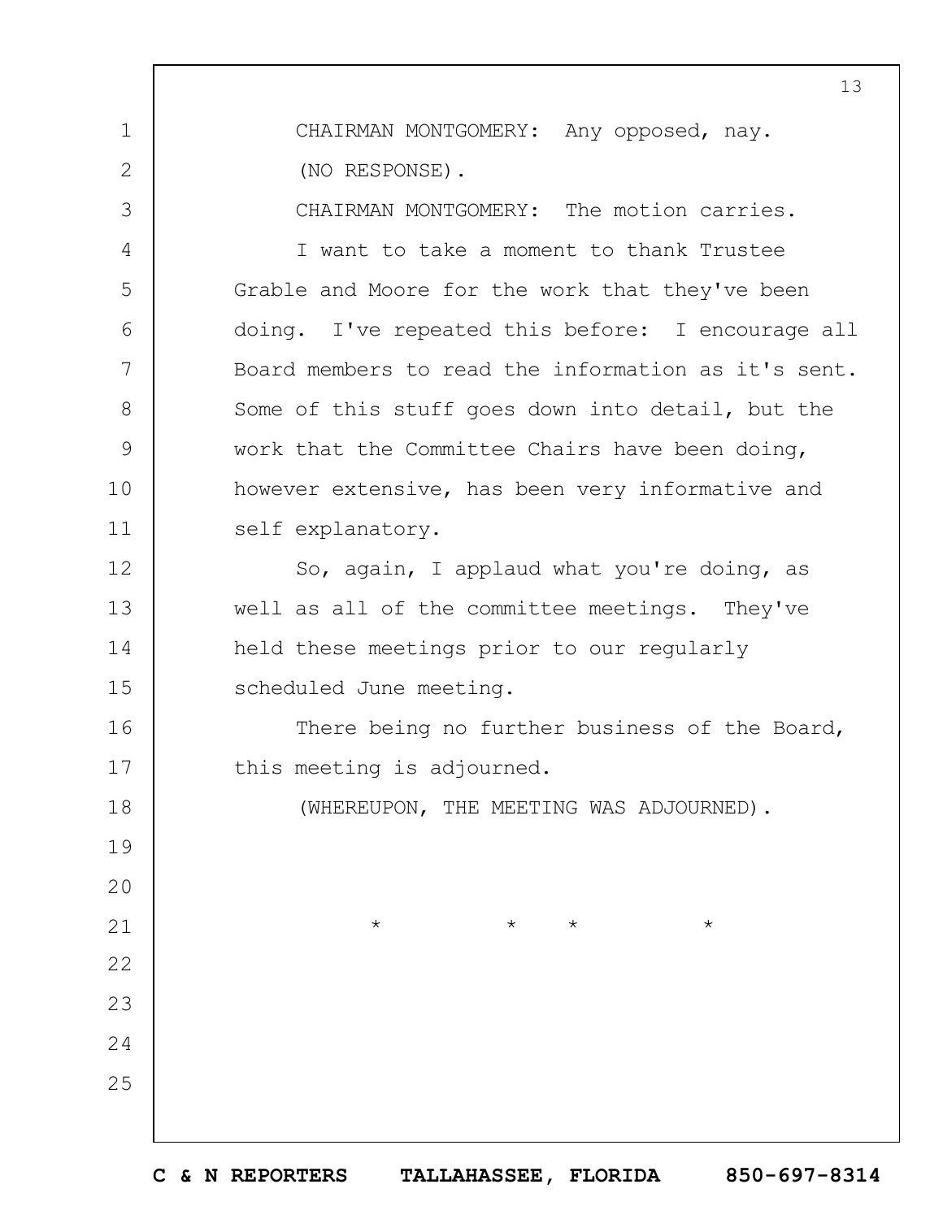CHAIRMAN MONTGOMERY: Any opposed, nay.

(NO RESPONSE).

CHAIRMAN MONTGOMERY: The motion carries.

I want to take a moment to thank Trustee Grable and Moore for the work that they've been doing. I've repeated this before: I encourage all Board members to read the information as it's sent. Some of this stuff goes down into detail, but the work that the Committee Chairs have been doing, however extensive, has been very informative and self explanatory.

So, again, I applaud what you're doing, as well as all of the committee meetings. They've held these meetings prior to our regularly scheduled June meeting.

There being no further business of the Board, this meeting is adjourned.

(WHEREUPON, THE MEETING WAS ADJOURNED).

\* \* \* \*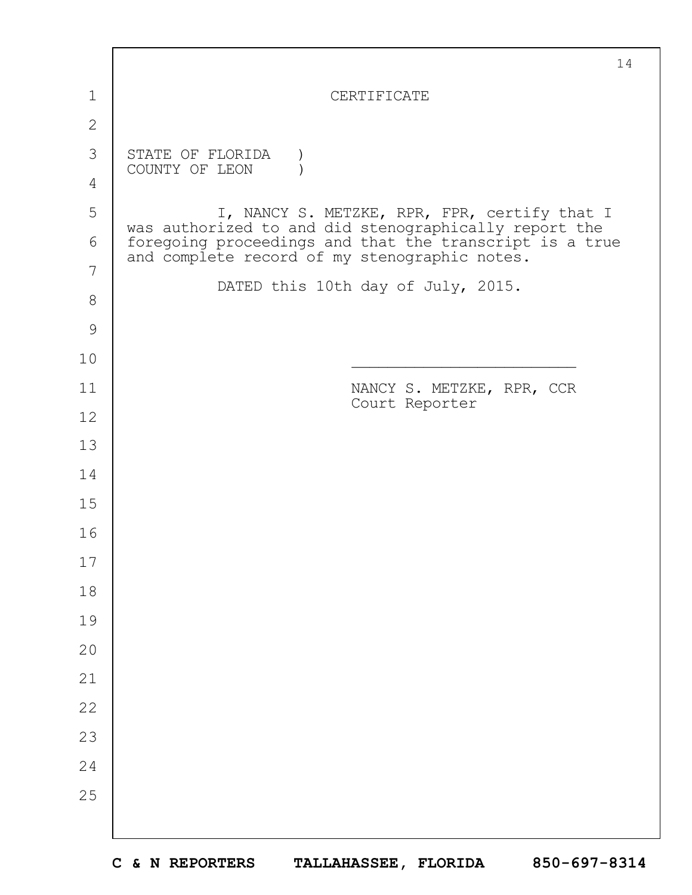# CERTIFICATE

STATE OF FLORIDA )
COUNTY OF LEON )

I, NANCY S. METZKE, RPR, FPR, certify that I was authorized to and did stenographically report the foregoing proceedings and that the transcript is a true and complete record of my stenographic notes.

DATED this 10th day of July, 2015.

______________________________

NANCY S. METZKE, RPR, CCR
Court Reporter